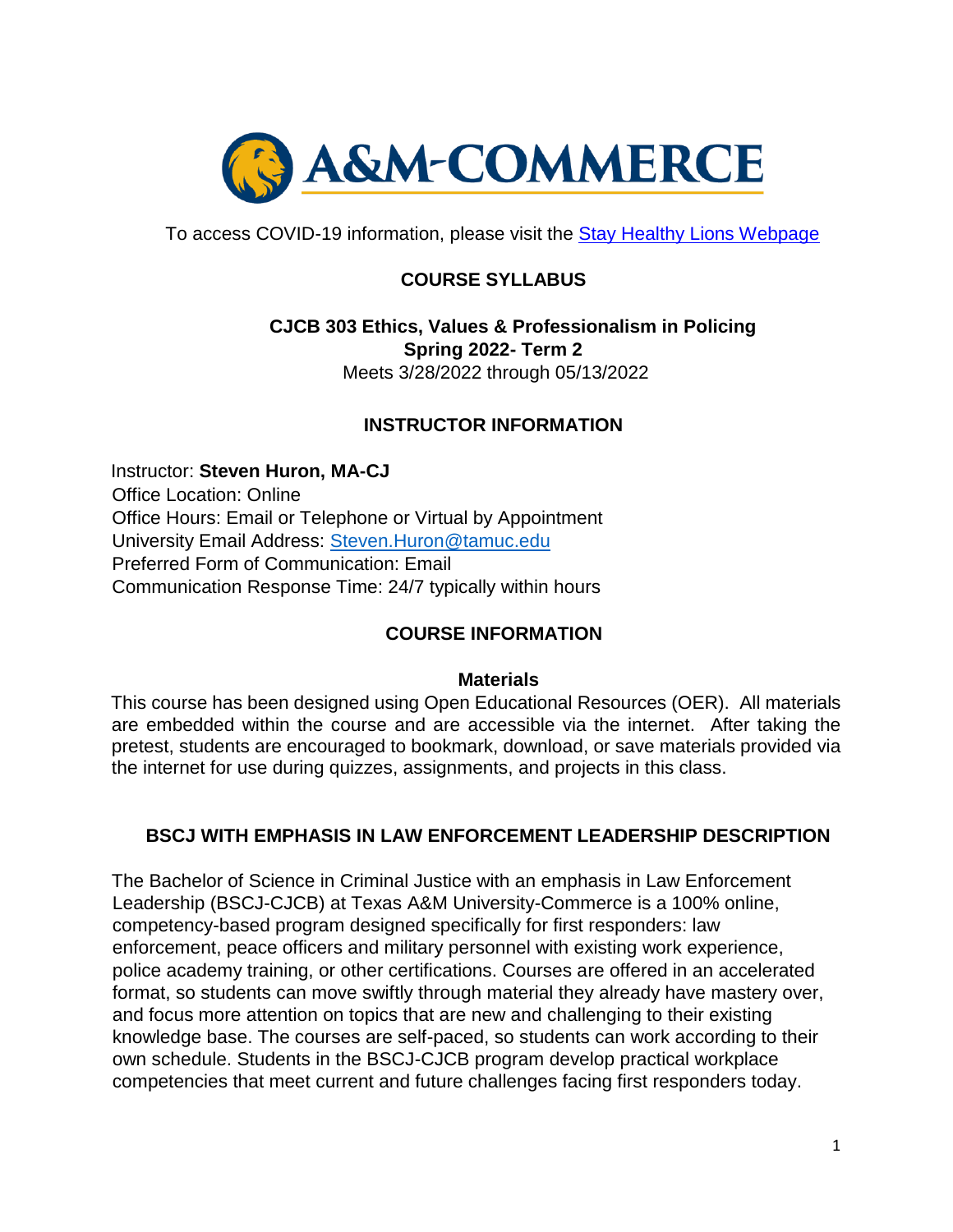A&M-COMMERCE

To access COVID-19 information, please visit the [Stay Healthy Lions Webpage]

# COURSE SYLLABUS

## CJCB 303 Ethics, Values & Professionalism in Policing
**Spring 2022- Term 2**

Meets 3/28/2022 through 05/13/2022

## INSTRUCTOR INFORMATION

Instructor: **Steven Huron, MA-CJ**
Office Location: Online
Office Hours: Email or Telephone or Virtual by Appointment
University Email Address: Steven.Huron@tamuc.edu
Preferred Form of Communication: Email
Communication Response Time: 24/7 typically within hours

## COURSE INFORMATION

### Materials

This course has been designed using Open Educational Resources (OER). All materials are embedded within the course and are accessible via the internet. After taking the pretest, students are encouraged to bookmark, download, or save materials provided via the internet for use during quizzes, assignments, and projects in this class.

## BSCJ WITH EMPHASIS IN LAW ENFORCEMENT LEADERSHIP DESCRIPTION

The Bachelor of Science in Criminal Justice with an emphasis in Law Enforcement Leadership (BSCJ-CJCB) at Texas A&M University-Commerce is a 100% online, competency-based program designed specifically for first responders: law enforcement, peace officers and military personnel with existing work experience, police academy training, or other certifications. Courses are offered in an accelerated format, so students can move swiftly through material they already have mastery over, and focus more attention on topics that are new and challenging to their existing knowledge base. The courses are self-paced, so students can work according to their own schedule. Students in the BSCJ-CJCB program develop practical workplace competencies that meet current and future challenges facing first responders today.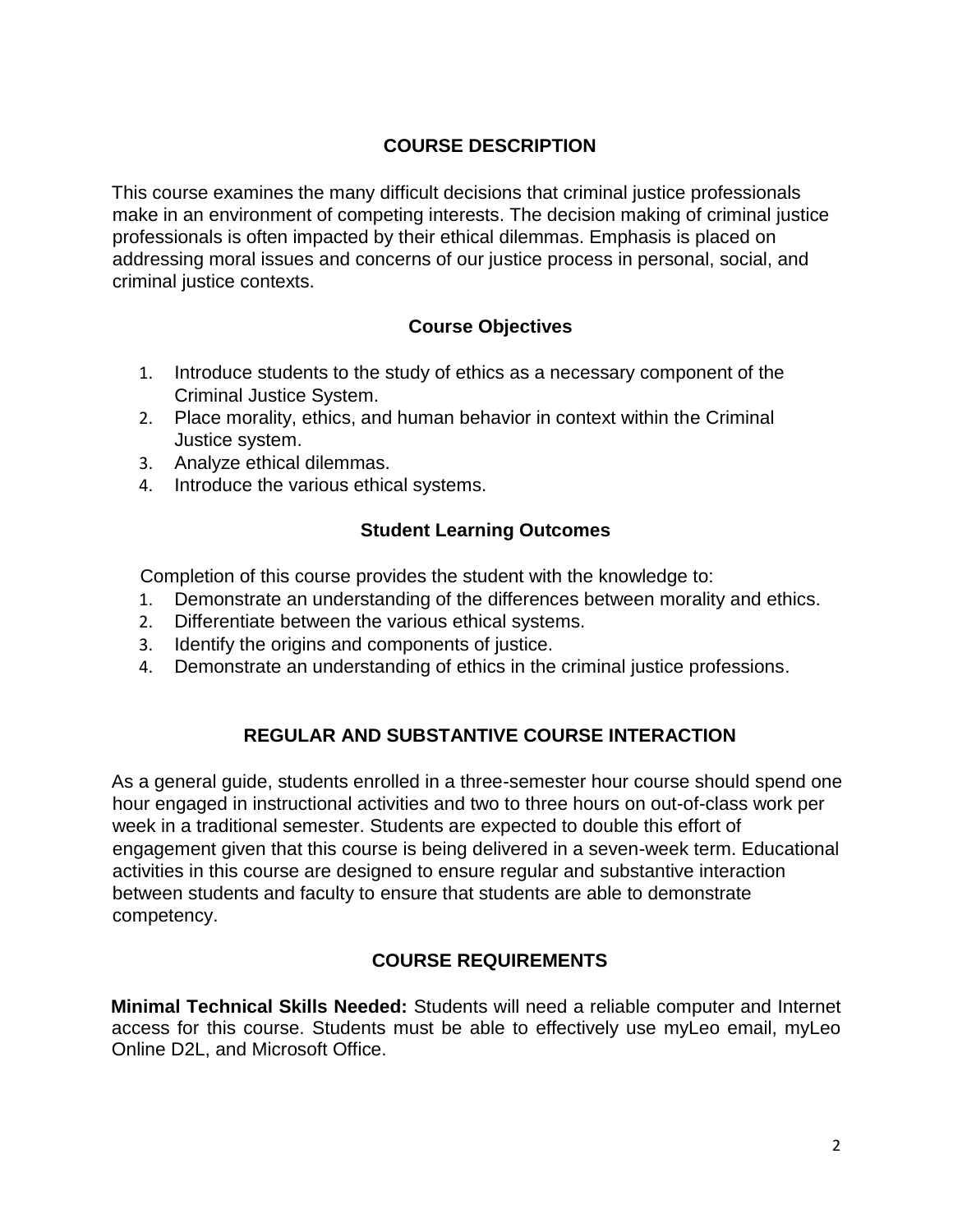## COURSE DESCRIPTION

This course examines the many difficult decisions that criminal justice professionals make in an environment of competing interests. The decision making of criminal justice professionals is often impacted by their ethical dilemmas. Emphasis is placed on addressing moral issues and concerns of our justice process in personal, social, and criminal justice contexts.

### Course Objectives

1. Introduce students to the study of ethics as a necessary component of the Criminal Justice System.
2. Place morality, ethics, and human behavior in context within the Criminal Justice system.
3. Analyze ethical dilemmas.
4. Introduce the various ethical systems.

### Student Learning Outcomes

Completion of this course provides the student with the knowledge to:

1. Demonstrate an understanding of the differences between morality and ethics.
2. Differentiate between the various ethical systems.
3. Identify the origins and components of justice.
4. Demonstrate an understanding of ethics in the criminal justice professions.

## REGULAR AND SUBSTANTIVE COURSE INTERACTION

As a general guide, students enrolled in a three-semester hour course should spend one hour engaged in instructional activities and two to three hours on out-of-class work per week in a traditional semester. Students are expected to double this effort of engagement given that this course is being delivered in a seven-week term. Educational activities in this course are designed to ensure regular and substantive interaction between students and faculty to ensure that students are able to demonstrate competency.

## COURSE REQUIREMENTS

**Minimal Technical Skills Needed:** Students will need a reliable computer and Internet access for this course. Students must be able to effectively use myLeo email, myLeo Online D2L, and Microsoft Office.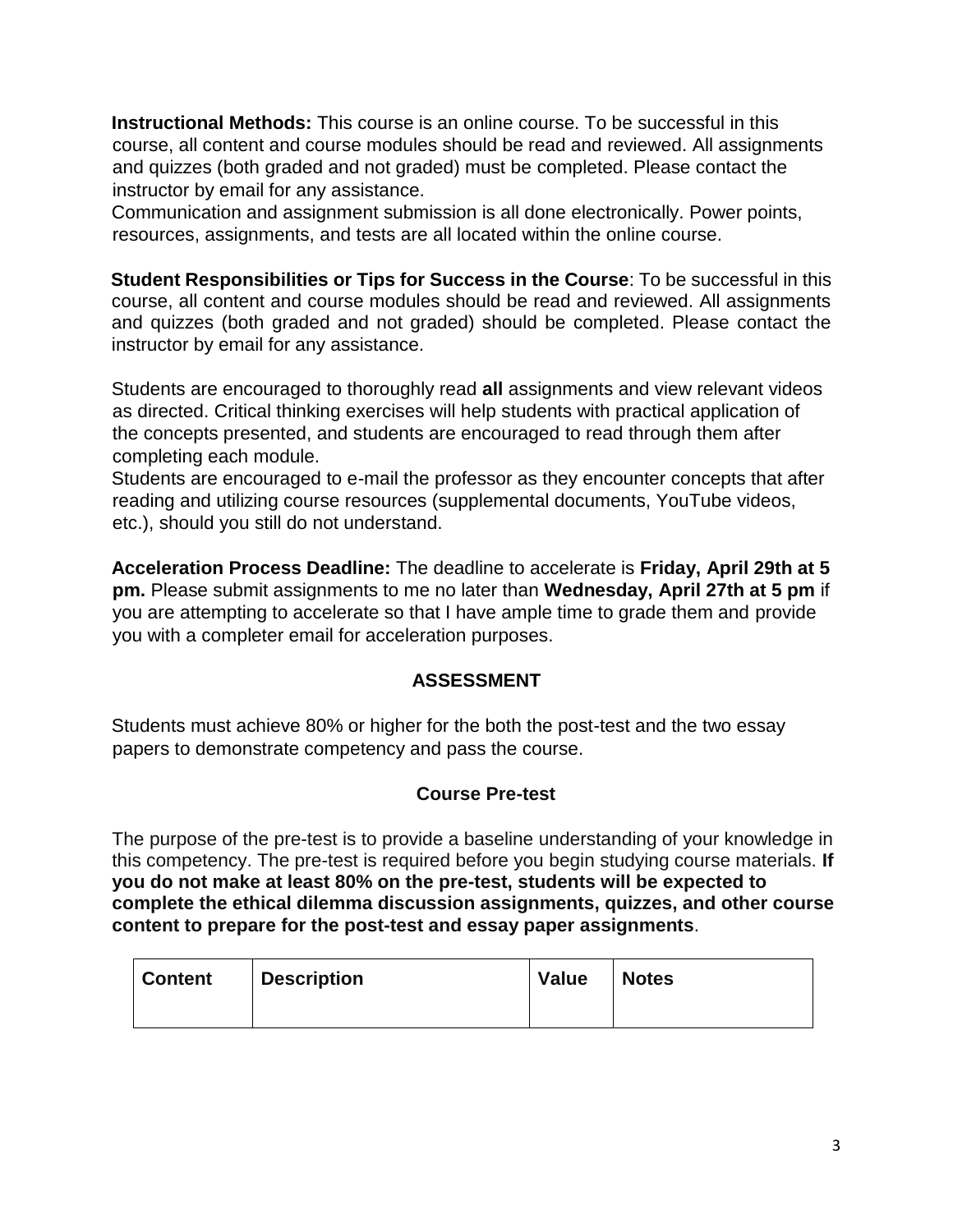**Instructional Methods:** This course is an online course. To be successful in this course, all content and course modules should be read and reviewed. All assignments and quizzes (both graded and not graded) must be completed. Please contact the instructor by email for any assistance.

Communication and assignment submission is all done electronically. Power points, resources, assignments, and tests are all located within the online course.

**Student Responsibilities or Tips for Success in the Course**: To be successful in this course, all content and course modules should be read and reviewed. All assignments and quizzes (both graded and not graded) should be completed. Please contact the instructor by email for any assistance.

Students are encouraged to thoroughly read **all** assignments and view relevant videos as directed. Critical thinking exercises will help students with practical application of the concepts presented, and students are encouraged to read through them after completing each module.

Students are encouraged to e-mail the professor as they encounter concepts that after reading and utilizing course resources (supplemental documents, YouTube videos, etc.), should you still do not understand.

**Acceleration Process Deadline:** The deadline to accelerate is **Friday, April 29th at 5 pm.** Please submit assignments to me no later than **Wednesday, April 27th at 5 pm** if you are attempting to accelerate so that I have ample time to grade them and provide you with a completer email for acceleration purposes.

## ASSESSMENT

Students must achieve 80% or higher for the both the post-test and the two essay papers to demonstrate competency and pass the course.

### Course Pre-test

The purpose of the pre-test is to provide a baseline understanding of your knowledge in this competency. The pre-test is required before you begin studying course materials. **If you do not make at least 80% on the pre-test, students will be expected to complete the ethical dilemma discussion assignments, quizzes, and other course content to prepare for the post-test and essay paper assignments**.

| Content | Description | Value | Notes |
| --- | --- | --- | --- |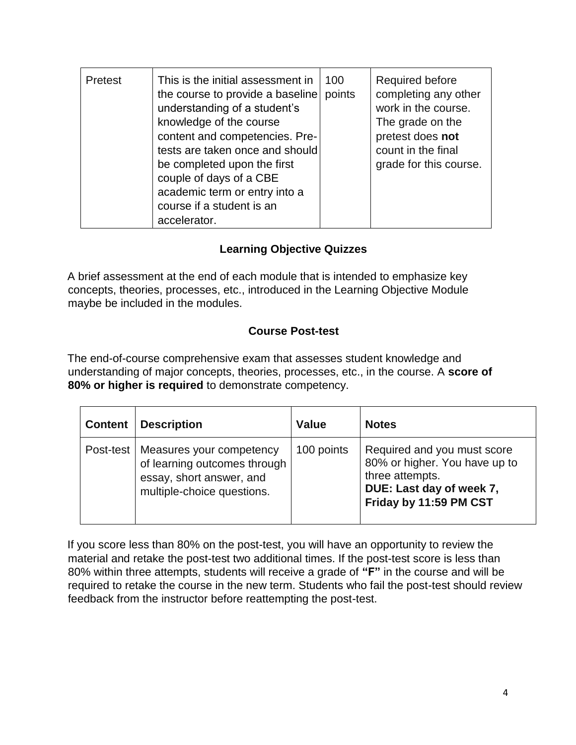| Pretest | This is the initial assessment in the course to provide a baseline understanding of a student's knowledge of the course content and competencies. Pre-tests are taken once and should be completed upon the first couple of days of a CBE academic term or entry into a course if a student is an accelerator. | 100 points | Required before completing any other work in the course. The grade on the pretest does **not** count in the final grade for this course. |
|---|---|---|---|

### Learning Objective Quizzes

A brief assessment at the end of each module that is intended to emphasize key concepts, theories, processes, etc., introduced in the Learning Objective Module maybe be included in the modules.

### Course Post-test

The end-of-course comprehensive exam that assesses student knowledge and understanding of major concepts, theories, processes, etc., in the course. A **score of 80% or higher is required** to demonstrate competency.

| Content | Description | Value | Notes |
|---|---|---|---|
| Post-test | Measures your competency of learning outcomes through essay, short answer, and multiple-choice questions. | 100 points | Required and you must score 80% or higher. You have up to three attempts. **DUE: Last day of week 7, Friday by 11:59 PM CST** |

If you score less than 80% on the post-test, you will have an opportunity to review the material and retake the post-test two additional times. If the post-test score is less than 80% within three attempts, students will receive a grade of **"F"** in the course and will be required to retake the course in the new term. Students who fail the post-test should review feedback from the instructor before reattempting the post-test.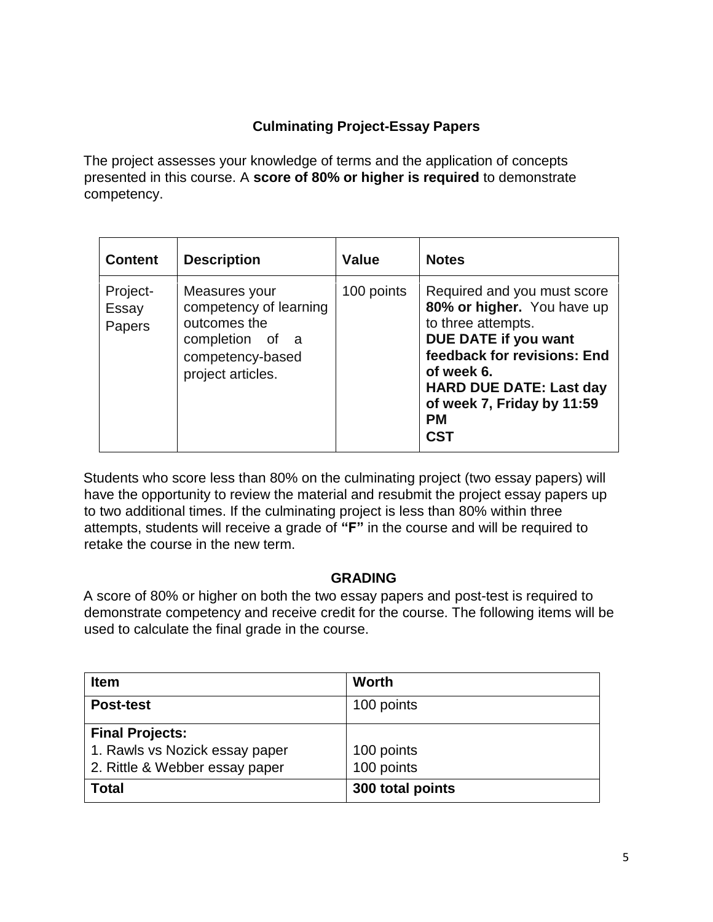### Culminating Project-Essay Papers

The project assesses your knowledge of terms and the application of concepts presented in this course. A **score of 80% or higher is required** to demonstrate competency.

| Content | Description | Value | Notes |
|---|---|---|---|
| Project-Essay Papers | Measures your competency of learning outcomes the completion of a competency-based project articles. | 100 points | Required and you must score **80% or higher.** You have up to three attempts. **DUE DATE if you want feedback for revisions: End of week 6. HARD DUE DATE: Last day of week 7, Friday by 11:59 PM CST** |

Students who score less than 80% on the culminating project (two essay papers) will have the opportunity to review the material and resubmit the project essay papers up to two additional times. If the culminating project is less than 80% within three attempts, students will receive a grade of **"F"** in the course and will be required to retake the course in the new term.

### GRADING

A score of 80% or higher on both the two essay papers and post-test is required to demonstrate competency and receive credit for the course. The following items will be used to calculate the final grade in the course.

| Item | Worth |
|---|---|
| **Post-test** | 100 points |
| **Final Projects:** | |
| 1. Rawls vs Nozick essay paper | 100 points |
| 2. Rittle & Webber essay paper | 100 points |
| **Total** | **300 total points** |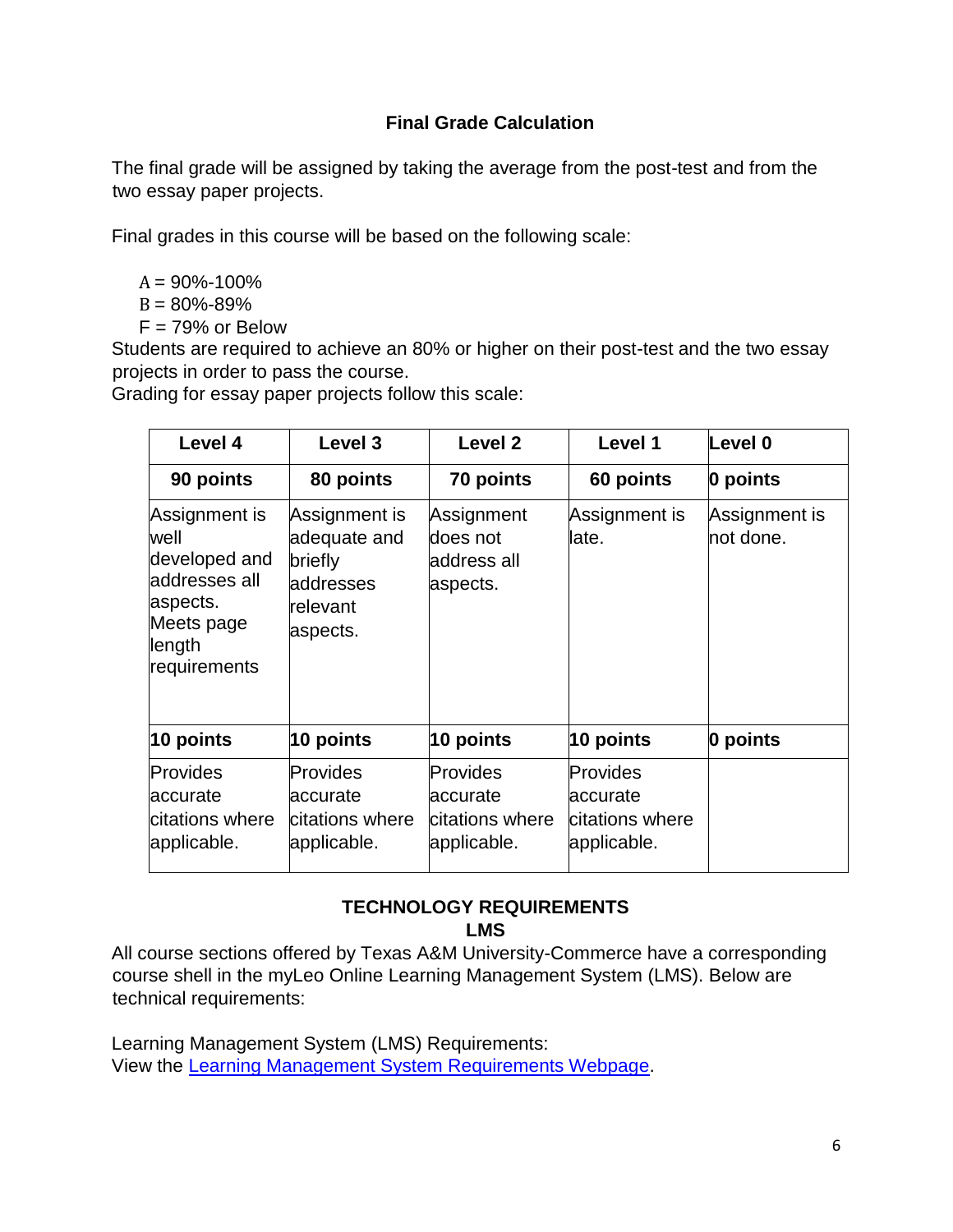## Final Grade Calculation

The final grade will be assigned by taking the average from the post-test and from the two essay paper projects.

Final grades in this course will be based on the following scale:

A = 90%-100%
B = 80%-89%
F = 79% or Below

Students are required to achieve an 80% or higher on their post-test and the two essay projects in order to pass the course.

Grading for essay paper projects follow this scale:

| Level 4 | Level 3 | Level 2 | Level 1 | Level 0 |
|---|---|---|---|---|
| **90 points** | **80 points** | **70 points** | **60 points** | **0 points** |
| Assignment is well developed and addresses all aspects. Meets page length requirements | Assignment is adequate and briefly addresses relevant aspects. | Assignment does not address all aspects. | Assignment is late. | Assignment is not done. |
| **10 points** | **10 points** | **10 points** | **10 points** | **0 points** |
| Provides accurate citations where applicable. | Provides accurate citations where applicable. | Provides accurate citations where applicable. | Provides accurate citations where applicable. | |

## TECHNOLOGY REQUIREMENTS

### LMS

All course sections offered by Texas A&M University-Commerce have a corresponding course shell in the myLeo Online Learning Management System (LMS). Below are technical requirements:

Learning Management System (LMS) Requirements:
View the [Learning Management System Requirements Webpage](#).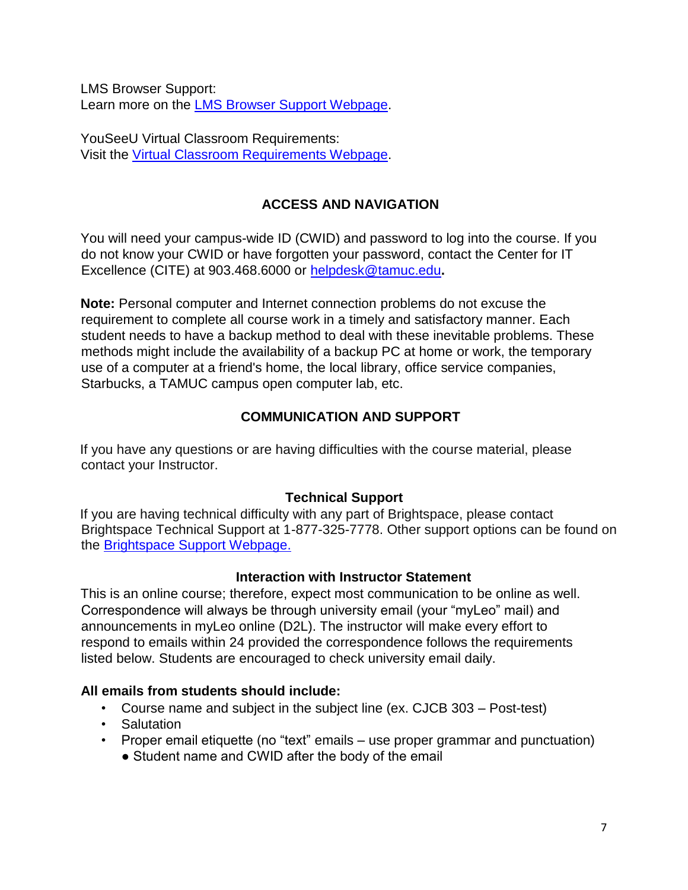LMS Browser Support:
Learn more on the [LMS Browser Support Webpage](#).

YouSeeU Virtual Classroom Requirements:
Visit the [Virtual Classroom Requirements Webpage](#).

## ACCESS AND NAVIGATION

You will need your campus-wide ID (CWID) and password to log into the course. If you do not know your CWID or have forgotten your password, contact the Center for IT Excellence (CITE) at 903.468.6000 or helpdesk@tamuc.edu**.**

**Note:** Personal computer and Internet connection problems do not excuse the requirement to complete all course work in a timely and satisfactory manner. Each student needs to have a backup method to deal with these inevitable problems. These methods might include the availability of a backup PC at home or work, the temporary use of a computer at a friend's home, the local library, office service companies, Starbucks, a TAMUC campus open computer lab, etc.

## COMMUNICATION AND SUPPORT

If you have any questions or are having difficulties with the course material, please contact your Instructor.

### Technical Support

If you are having technical difficulty with any part of Brightspace, please contact Brightspace Technical Support at 1-877-325-7778. Other support options can be found on the [Brightspace Support Webpage.](#)

### Interaction with Instructor Statement

This is an online course; therefore, expect most communication to be online as well. Correspondence will always be through university email (your "myLeo" mail) and announcements in myLeo online (D2L). The instructor will make every effort to respond to emails within 24 provided the correspondence follows the requirements listed below. Students are encouraged to check university email daily.

**All emails from students should include:**

- Course name and subject in the subject line (ex. CJCB 303 – Post-test)
- Salutation
- Proper email etiquette (no "text" emails – use proper grammar and punctuation)
  - Student name and CWID after the body of the email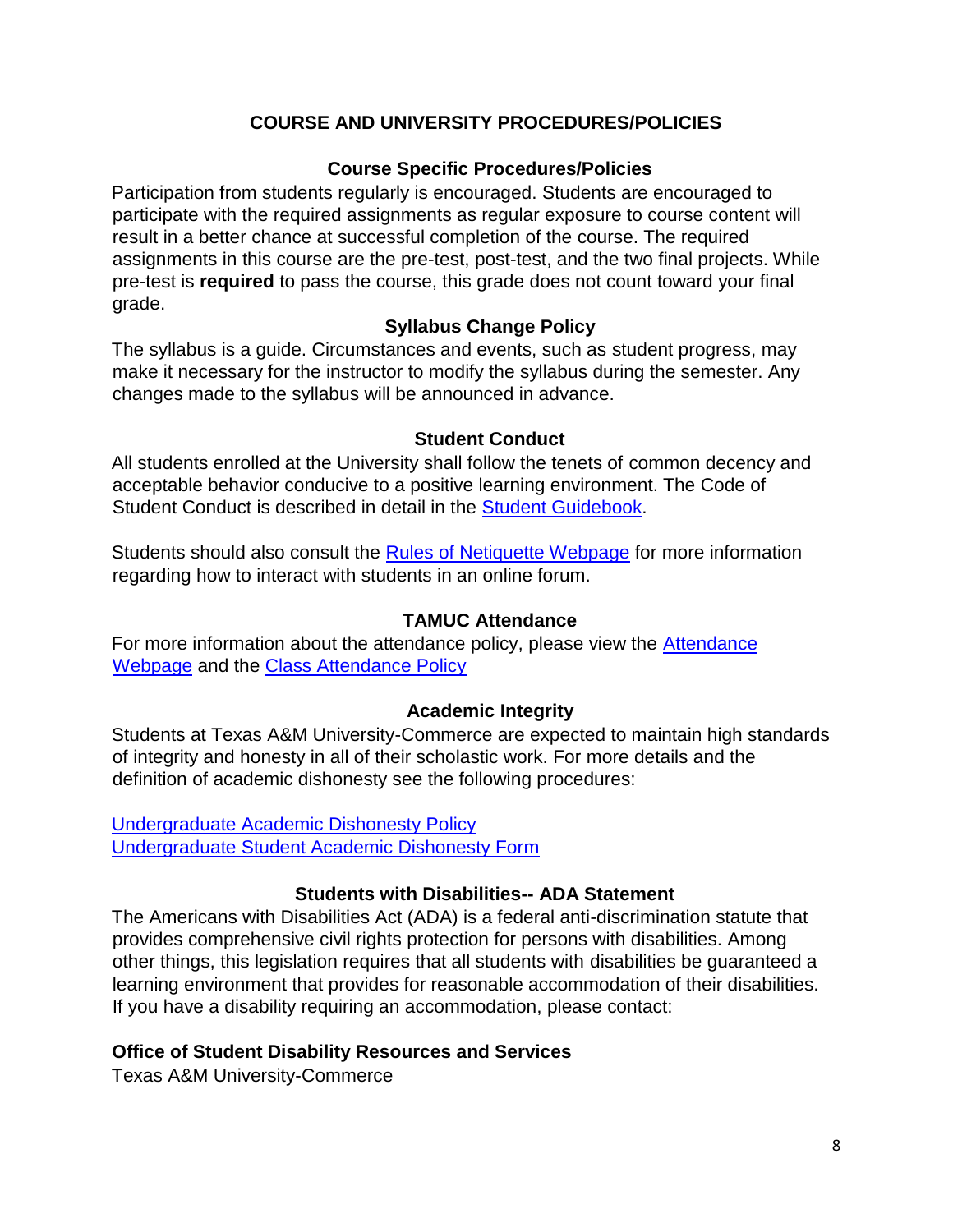# COURSE AND UNIVERSITY PROCEDURES/POLICIES

## Course Specific Procedures/Policies

Participation from students regularly is encouraged. Students are encouraged to participate with the required assignments as regular exposure to course content will result in a better chance at successful completion of the course. The required assignments in this course are the pre-test, post-test, and the two final projects. While pre-test is **required** to pass the course, this grade does not count toward your final grade.

## Syllabus Change Policy

The syllabus is a guide. Circumstances and events, such as student progress, may make it necessary for the instructor to modify the syllabus during the semester. Any changes made to the syllabus will be announced in advance.

## Student Conduct

All students enrolled at the University shall follow the tenets of common decency and acceptable behavior conducive to a positive learning environment. The Code of Student Conduct is described in detail in the Student Guidebook.

Students should also consult the Rules of Netiquette Webpage for more information regarding how to interact with students in an online forum.

## TAMUC Attendance

For more information about the attendance policy, please view the Attendance Webpage and the Class Attendance Policy

## Academic Integrity

Students at Texas A&M University-Commerce are expected to maintain high standards of integrity and honesty in all of their scholastic work. For more details and the definition of academic dishonesty see the following procedures:

Undergraduate Academic Dishonesty Policy
Undergraduate Student Academic Dishonesty Form

## Students with Disabilities-- ADA Statement

The Americans with Disabilities Act (ADA) is a federal anti-discrimination statute that provides comprehensive civil rights protection for persons with disabilities. Among other things, this legislation requires that all students with disabilities be guaranteed a learning environment that provides for reasonable accommodation of their disabilities. If you have a disability requiring an accommodation, please contact:

**Office of Student Disability Resources and Services**
Texas A&M University-Commerce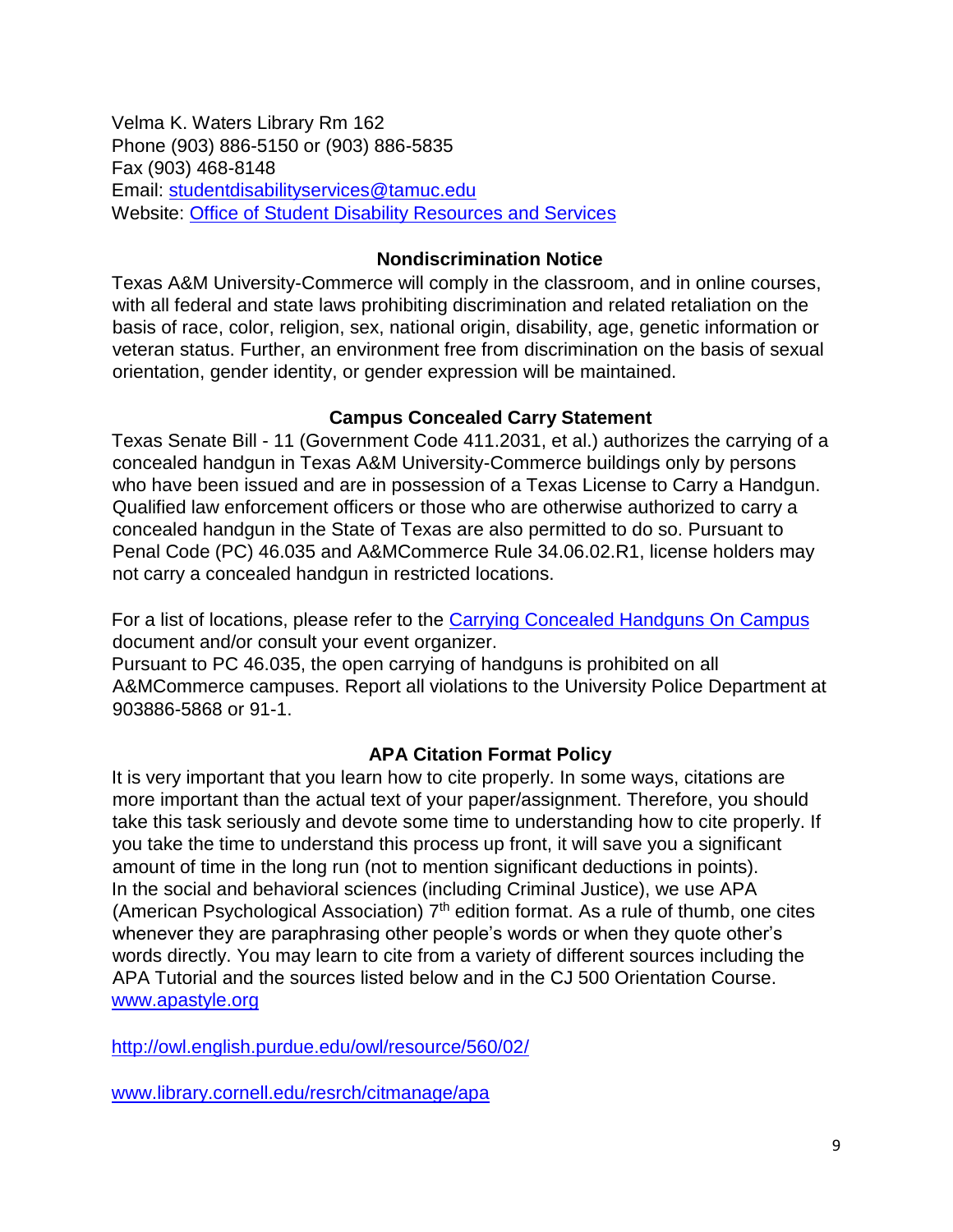Velma K. Waters Library Rm 162
Phone (903) 886-5150 or (903) 886-5835
Fax (903) 468-8148
Email: [studentdisabilityservices@tamuc.edu](mailto:studentdisabilityservices@tamuc.edu)
Website: [Office of Student Disability Resources and Services]()

### Nondiscrimination Notice

Texas A&M University-Commerce will comply in the classroom, and in online courses, with all federal and state laws prohibiting discrimination and related retaliation on the basis of race, color, religion, sex, national origin, disability, age, genetic information or veteran status. Further, an environment free from discrimination on the basis of sexual orientation, gender identity, or gender expression will be maintained.

### Campus Concealed Carry Statement

Texas Senate Bill - 11 (Government Code 411.2031, et al.) authorizes the carrying of a concealed handgun in Texas A&M University-Commerce buildings only by persons who have been issued and are in possession of a Texas License to Carry a Handgun. Qualified law enforcement officers or those who are otherwise authorized to carry a concealed handgun in the State of Texas are also permitted to do so. Pursuant to Penal Code (PC) 46.035 and A&MCommerce Rule 34.06.02.R1, license holders may not carry a concealed handgun in restricted locations.

For a list of locations, please refer to the [Carrying Concealed Handguns On Campus]() document and/or consult your event organizer.
Pursuant to PC 46.035, the open carrying of handguns is prohibited on all A&MCommerce campuses. Report all violations to the University Police Department at 903886-5868 or 91-1.

### APA Citation Format Policy

It is very important that you learn how to cite properly. In some ways, citations are more important than the actual text of your paper/assignment. Therefore, you should take this task seriously and devote some time to understanding how to cite properly. If you take the time to understand this process up front, it will save you a significant amount of time in the long run (not to mention significant deductions in points). In the social and behavioral sciences (including Criminal Justice), we use APA (American Psychological Association) 7th edition format. As a rule of thumb, one cites whenever they are paraphrasing other people's words or when they quote other's words directly. You may learn to cite from a variety of different sources including the APA Tutorial and the sources listed below and in the CJ 500 Orientation Course.
[www.apastyle.org](http://www.apastyle.org)

[http://owl.english.purdue.edu/owl/resource/560/02/](http://owl.english.purdue.edu/owl/resource/560/02/)

[www.library.cornell.edu/resrch/citmanage/apa](http://www.library.cornell.edu/resrch/citmanage/apa)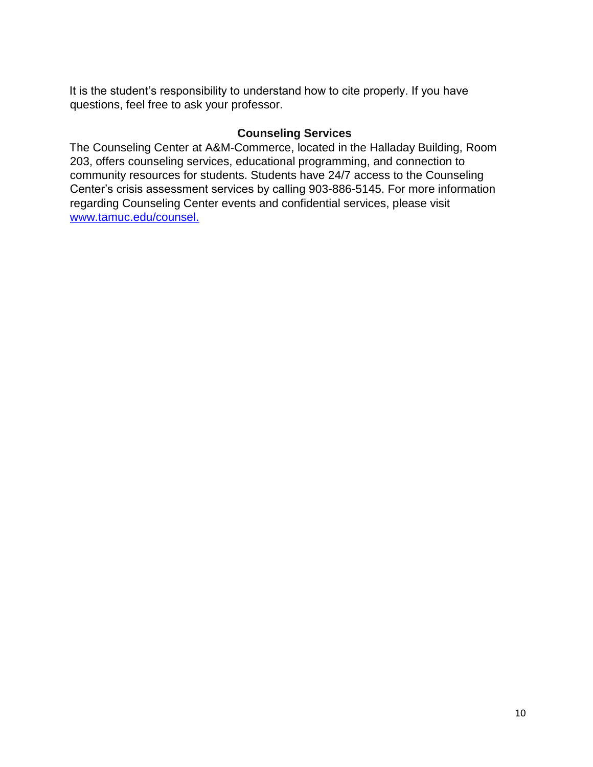It is the student's responsibility to understand how to cite properly. If you have questions, feel free to ask your professor.

## Counseling Services

The Counseling Center at A&M-Commerce, located in the Halladay Building, Room 203, offers counseling services, educational programming, and connection to community resources for students. Students have 24/7 access to the Counseling Center's crisis assessment services by calling 903-886-5145. For more information regarding Counseling Center events and confidential services, please visit [www.tamuc.edu/counsel.](www.tamuc.edu/counsel)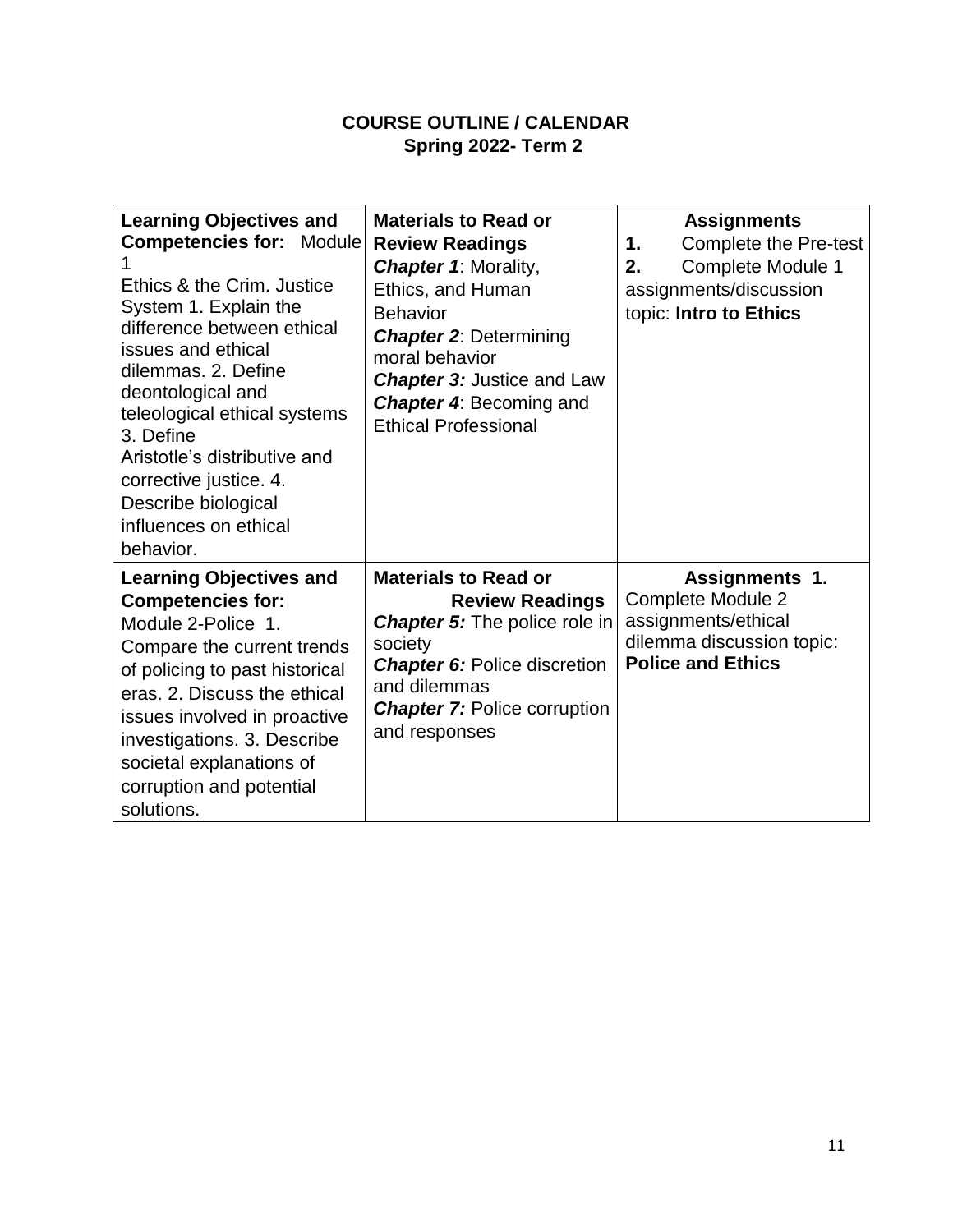**COURSE OUTLINE / CALENDAR**
**Spring 2022- Term 2**

| **Learning Objectives and Competencies for:** Module 1 Ethics & the Crim. Justice System 1. Explain the difference between ethical issues and ethical dilemmas. 2. Define deontological and teleological ethical systems 3. Define Aristotle's distributive and corrective justice. 4. Describe biological influences on ethical behavior. | **Materials to Read or Review Readings** ***Chapter 1***: Morality, Ethics, and Human Behavior ***Chapter 2***: Determining moral behavior ***Chapter 3:*** Justice and Law ***Chapter 4***: Becoming and Ethical Professional | **Assignments** **1.** Complete the Pre-test **2.** Complete Module 1 assignments/discussion topic: **Intro to Ethics** |
|---|---|---|
| **Learning Objectives and Competencies for:** Module 2-Police 1. Compare the current trends of policing to past historical eras. 2. Discuss the ethical issues involved in proactive investigations. 3. Describe societal explanations of corruption and potential solutions. | **Materials to Read or Review Readings** ***Chapter 5:*** The police role in society ***Chapter 6:*** Police discretion and dilemmas ***Chapter 7:*** Police corruption and responses | **Assignments 1.** Complete Module 2 assignments/ethical dilemma discussion topic: **Police and Ethics** |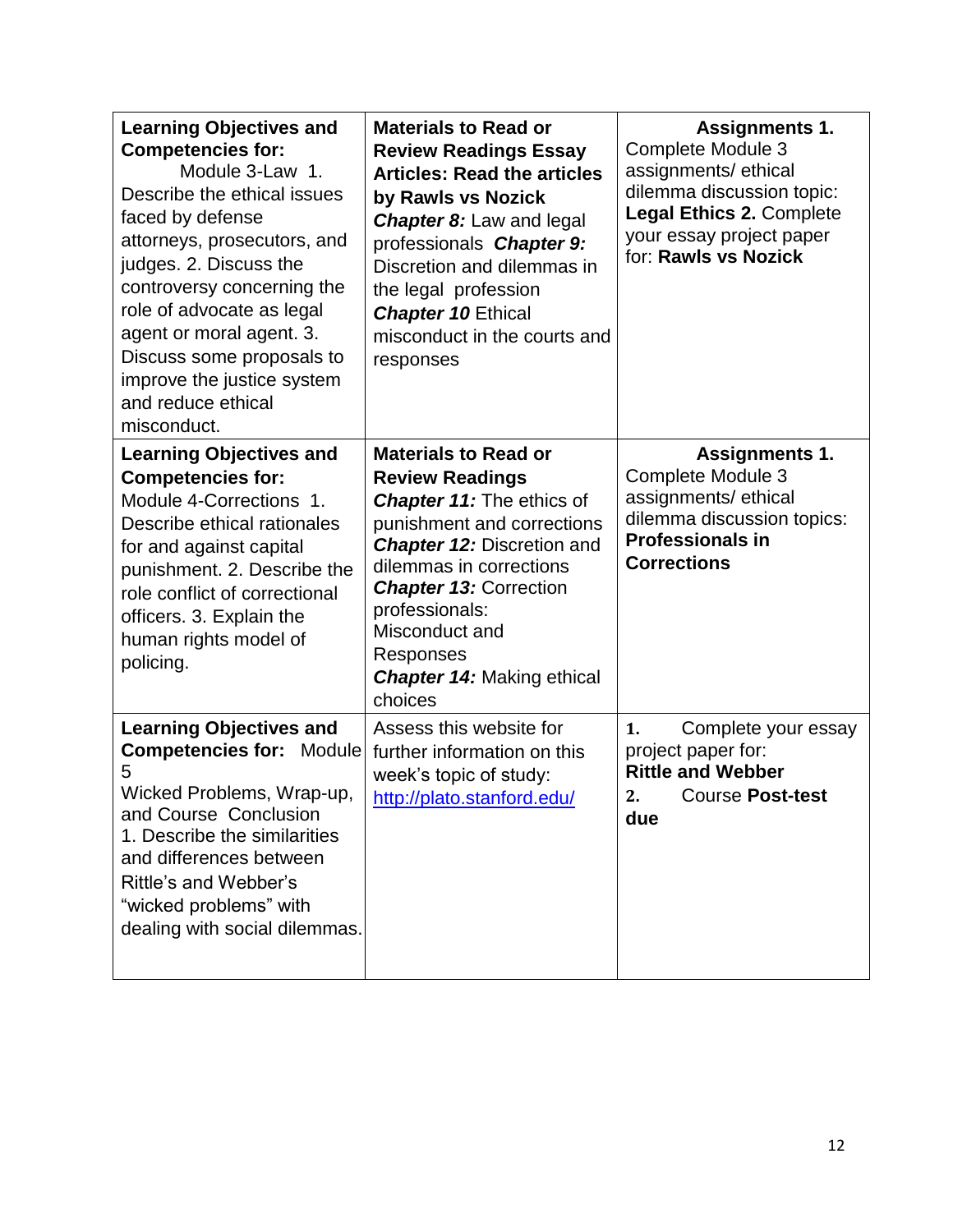| | | |
|---|---|---|
| **Learning Objectives and Competencies for:** Module 3-Law 1. Describe the ethical issues faced by defense attorneys, prosecutors, and judges. 2. Discuss the controversy concerning the role of advocate as legal agent or moral agent. 3. Discuss some proposals to improve the justice system and reduce ethical misconduct. | **Materials to Read or Review Readings Essay Articles: Read the articles by Rawls vs Nozick** ***Chapter 8:*** Law and legal professionals ***Chapter 9:*** Discretion and dilemmas in the legal profession ***Chapter 10*** Ethical misconduct in the courts and responses | **Assignments 1.** Complete Module 3 assignments/ ethical dilemma discussion topic: **Legal Ethics 2.** Complete your essay project paper for: **Rawls vs Nozick** |
| **Learning Objectives and Competencies for:** Module 4-Corrections 1. Describe ethical rationales for and against capital punishment. 2. Describe the role conflict of correctional officers. 3. Explain the human rights model of policing. | **Materials to Read or Review Readings** ***Chapter 11:*** The ethics of punishment and corrections ***Chapter 12:*** Discretion and dilemmas in corrections ***Chapter 13:*** Correction professionals: Misconduct and Responses ***Chapter 14:*** Making ethical choices | **Assignments 1.** Complete Module 3 assignments/ ethical dilemma discussion topics: **Professionals in Corrections** |
| **Learning Objectives and Competencies for:** Module 5 Wicked Problems, Wrap-up, and Course Conclusion 1. Describe the similarities and differences between Rittle's and Webber's "wicked problems" with dealing with social dilemmas. | Assess this website for further information on this week's topic of study: [http://plato.stanford.edu/](http://plato.stanford.edu/) | **1.** Complete your essay project paper for: **Rittle and Webber** **2.** Course **Post-test due** |